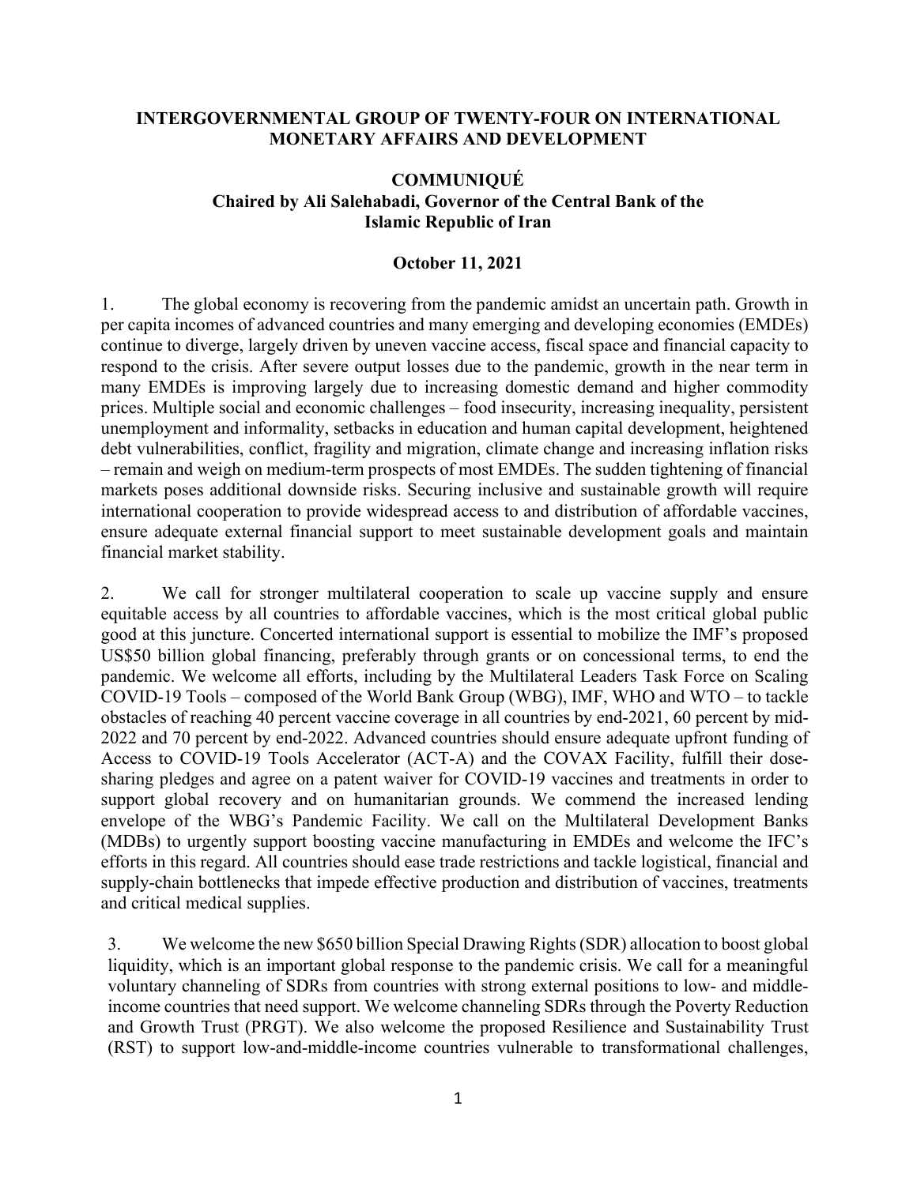# INTERGOVERNMENTAL GROUP OF TWENTY-FOUR ON INTERNATIONAL MONETARY AFFAIRS AND DEVELOPMENT

## COMMUNIQUÉ

**Chaired by Ali Salehabadi, Governor of the Central Bank of the Islamic Republic of Iran**

**October 11, 2021**

1. The global economy is recovering from the pandemic amidst an uncertain path. Growth in per capita incomes of advanced countries and many emerging and developing economies (EMDEs) continue to diverge, largely driven by uneven vaccine access, fiscal space and financial capacity to respond to the crisis. After severe output losses due to the pandemic, growth in the near term in many EMDEs is improving largely due to increasing domestic demand and higher commodity prices. Multiple social and economic challenges – food insecurity, increasing inequality, persistent unemployment and informality, setbacks in education and human capital development, heightened debt vulnerabilities, conflict, fragility and migration, climate change and increasing inflation risks – remain and weigh on medium-term prospects of most EMDEs. The sudden tightening of financial markets poses additional downside risks. Securing inclusive and sustainable growth will require international cooperation to provide widespread access to and distribution of affordable vaccines, ensure adequate external financial support to meet sustainable development goals and maintain financial market stability.

2. We call for stronger multilateral cooperation to scale up vaccine supply and ensure equitable access by all countries to affordable vaccines, which is the most critical global public good at this juncture. Concerted international support is essential to mobilize the IMF's proposed US$50 billion global financing, preferably through grants or on concessional terms, to end the pandemic. We welcome all efforts, including by the Multilateral Leaders Task Force on Scaling COVID-19 Tools – composed of the World Bank Group (WBG), IMF, WHO and WTO – to tackle obstacles of reaching 40 percent vaccine coverage in all countries by end-2021, 60 percent by mid-2022 and 70 percent by end-2022. Advanced countries should ensure adequate upfront funding of Access to COVID-19 Tools Accelerator (ACT-A) and the COVAX Facility, fulfill their dose-sharing pledges and agree on a patent waiver for COVID-19 vaccines and treatments in order to support global recovery and on humanitarian grounds. We commend the increased lending envelope of the WBG's Pandemic Facility. We call on the Multilateral Development Banks (MDBs) to urgently support boosting vaccine manufacturing in EMDEs and welcome the IFC's efforts in this regard. All countries should ease trade restrictions and tackle logistical, financial and supply-chain bottlenecks that impede effective production and distribution of vaccines, treatments and critical medical supplies.

3. We welcome the new $650 billion Special Drawing Rights (SDR) allocation to boost global liquidity, which is an important global response to the pandemic crisis. We call for a meaningful voluntary channeling of SDRs from countries with strong external positions to low- and middle-income countries that need support. We welcome channeling SDRs through the Poverty Reduction and Growth Trust (PRGT). We also welcome the proposed Resilience and Sustainability Trust (RST) to support low-and-middle-income countries vulnerable to transformational challenges,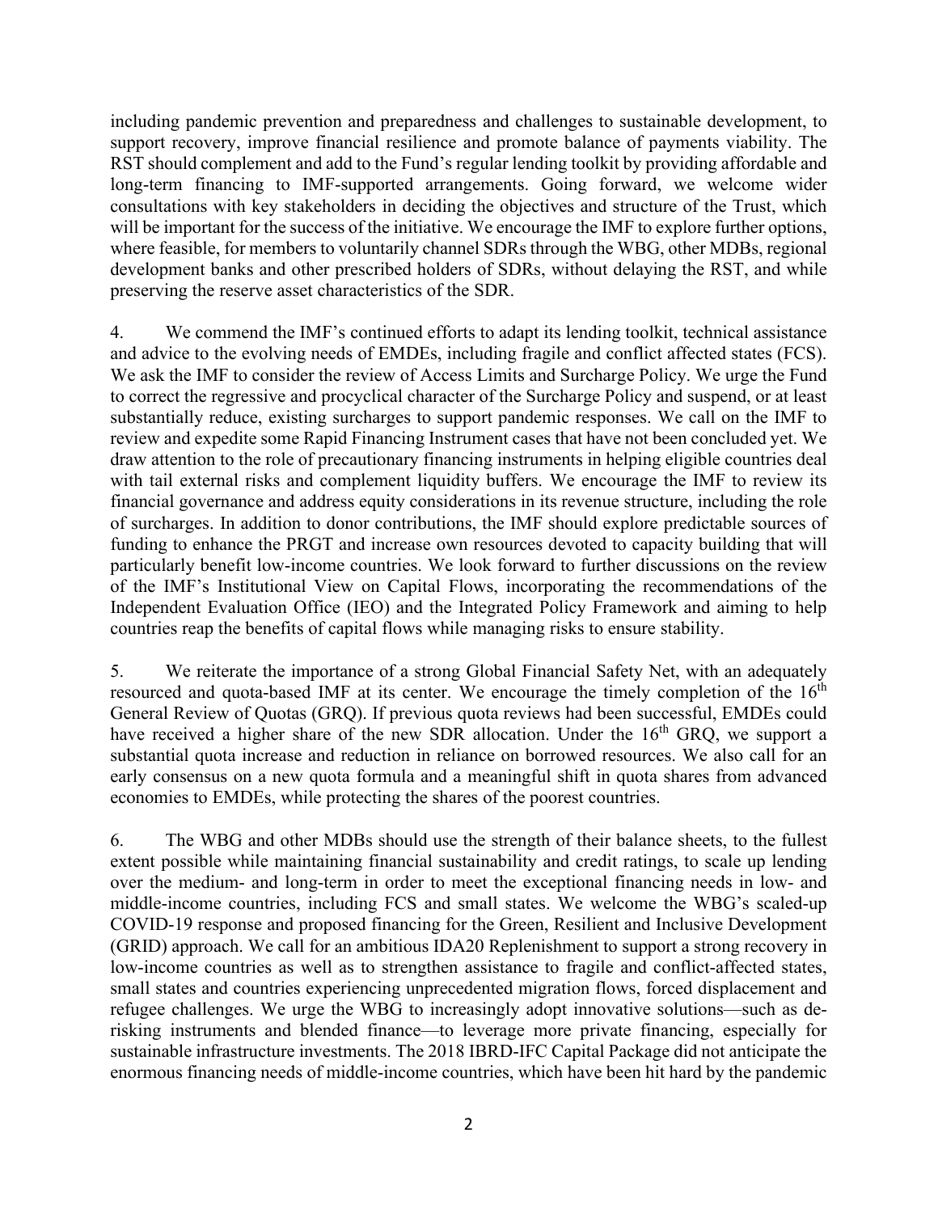including pandemic prevention and preparedness and challenges to sustainable development, to support recovery, improve financial resilience and promote balance of payments viability. The RST should complement and add to the Fund's regular lending toolkit by providing affordable and long-term financing to IMF-supported arrangements. Going forward, we welcome wider consultations with key stakeholders in deciding the objectives and structure of the Trust, which will be important for the success of the initiative. We encourage the IMF to explore further options, where feasible, for members to voluntarily channel SDRs through the WBG, other MDBs, regional development banks and other prescribed holders of SDRs, without delaying the RST, and while preserving the reserve asset characteristics of the SDR.

4. We commend the IMF's continued efforts to adapt its lending toolkit, technical assistance and advice to the evolving needs of EMDEs, including fragile and conflict affected states (FCS). We ask the IMF to consider the review of Access Limits and Surcharge Policy. We urge the Fund to correct the regressive and procyclical character of the Surcharge Policy and suspend, or at least substantially reduce, existing surcharges to support pandemic responses. We call on the IMF to review and expedite some Rapid Financing Instrument cases that have not been concluded yet. We draw attention to the role of precautionary financing instruments in helping eligible countries deal with tail external risks and complement liquidity buffers. We encourage the IMF to review its financial governance and address equity considerations in its revenue structure, including the role of surcharges. In addition to donor contributions, the IMF should explore predictable sources of funding to enhance the PRGT and increase own resources devoted to capacity building that will particularly benefit low-income countries. We look forward to further discussions on the review of the IMF's Institutional View on Capital Flows, incorporating the recommendations of the Independent Evaluation Office (IEO) and the Integrated Policy Framework and aiming to help countries reap the benefits of capital flows while managing risks to ensure stability.

5. We reiterate the importance of a strong Global Financial Safety Net, with an adequately resourced and quota-based IMF at its center. We encourage the timely completion of the 16th General Review of Quotas (GRQ). If previous quota reviews had been successful, EMDEs could have received a higher share of the new SDR allocation. Under the 16th GRQ, we support a substantial quota increase and reduction in reliance on borrowed resources. We also call for an early consensus on a new quota formula and a meaningful shift in quota shares from advanced economies to EMDEs, while protecting the shares of the poorest countries.

6. The WBG and other MDBs should use the strength of their balance sheets, to the fullest extent possible while maintaining financial sustainability and credit ratings, to scale up lending over the medium- and long-term in order to meet the exceptional financing needs in low- and middle-income countries, including FCS and small states. We welcome the WBG's scaled-up COVID-19 response and proposed financing for the Green, Resilient and Inclusive Development (GRID) approach. We call for an ambitious IDA20 Replenishment to support a strong recovery in low-income countries as well as to strengthen assistance to fragile and conflict-affected states, small states and countries experiencing unprecedented migration flows, forced displacement and refugee challenges. We urge the WBG to increasingly adopt innovative solutions—such as de-risking instruments and blended finance—to leverage more private financing, especially for sustainable infrastructure investments. The 2018 IBRD-IFC Capital Package did not anticipate the enormous financing needs of middle-income countries, which have been hit hard by the pandemic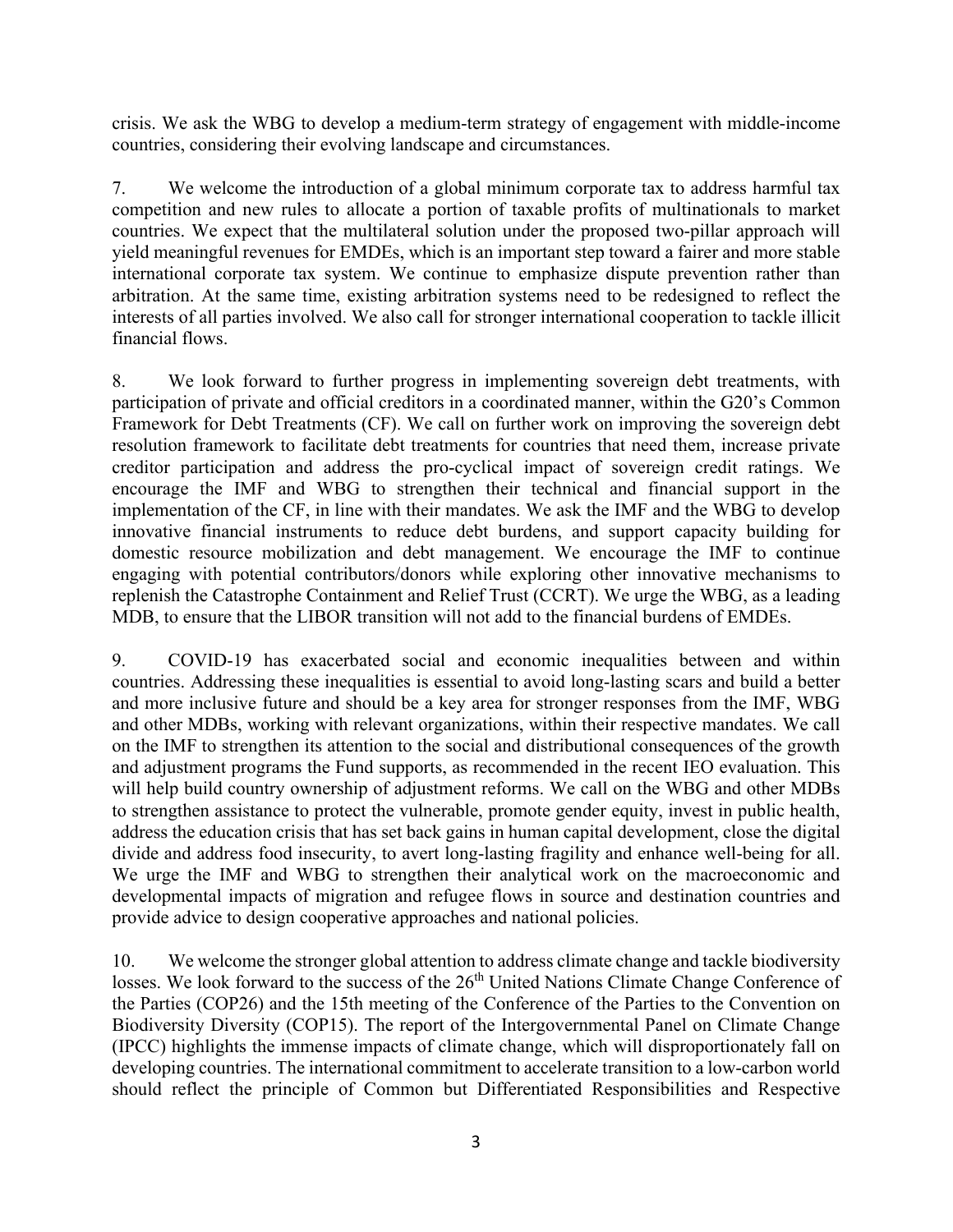crisis. We ask the WBG to develop a medium-term strategy of engagement with middle-income countries, considering their evolving landscape and circumstances.

7. We welcome the introduction of a global minimum corporate tax to address harmful tax competition and new rules to allocate a portion of taxable profits of multinationals to market countries. We expect that the multilateral solution under the proposed two-pillar approach will yield meaningful revenues for EMDEs, which is an important step toward a fairer and more stable international corporate tax system. We continue to emphasize dispute prevention rather than arbitration. At the same time, existing arbitration systems need to be redesigned to reflect the interests of all parties involved. We also call for stronger international cooperation to tackle illicit financial flows.

8. We look forward to further progress in implementing sovereign debt treatments, with participation of private and official creditors in a coordinated manner, within the G20's Common Framework for Debt Treatments (CF). We call on further work on improving the sovereign debt resolution framework to facilitate debt treatments for countries that need them, increase private creditor participation and address the pro-cyclical impact of sovereign credit ratings. We encourage the IMF and WBG to strengthen their technical and financial support in the implementation of the CF, in line with their mandates. We ask the IMF and the WBG to develop innovative financial instruments to reduce debt burdens, and support capacity building for domestic resource mobilization and debt management. We encourage the IMF to continue engaging with potential contributors/donors while exploring other innovative mechanisms to replenish the Catastrophe Containment and Relief Trust (CCRT). We urge the WBG, as a leading MDB, to ensure that the LIBOR transition will not add to the financial burdens of EMDEs.

9. COVID-19 has exacerbated social and economic inequalities between and within countries. Addressing these inequalities is essential to avoid long-lasting scars and build a better and more inclusive future and should be a key area for stronger responses from the IMF, WBG and other MDBs, working with relevant organizations, within their respective mandates. We call on the IMF to strengthen its attention to the social and distributional consequences of the growth and adjustment programs the Fund supports, as recommended in the recent IEO evaluation. This will help build country ownership of adjustment reforms. We call on the WBG and other MDBs to strengthen assistance to protect the vulnerable, promote gender equity, invest in public health, address the education crisis that has set back gains in human capital development, close the digital divide and address food insecurity, to avert long-lasting fragility and enhance well-being for all. We urge the IMF and WBG to strengthen their analytical work on the macroeconomic and developmental impacts of migration and refugee flows in source and destination countries and provide advice to design cooperative approaches and national policies.

10. We welcome the stronger global attention to address climate change and tackle biodiversity losses. We look forward to the success of the 26th United Nations Climate Change Conference of the Parties (COP26) and the 15th meeting of the Conference of the Parties to the Convention on Biodiversity Diversity (COP15). The report of the Intergovernmental Panel on Climate Change (IPCC) highlights the immense impacts of climate change, which will disproportionately fall on developing countries. The international commitment to accelerate transition to a low-carbon world should reflect the principle of Common but Differentiated Responsibilities and Respective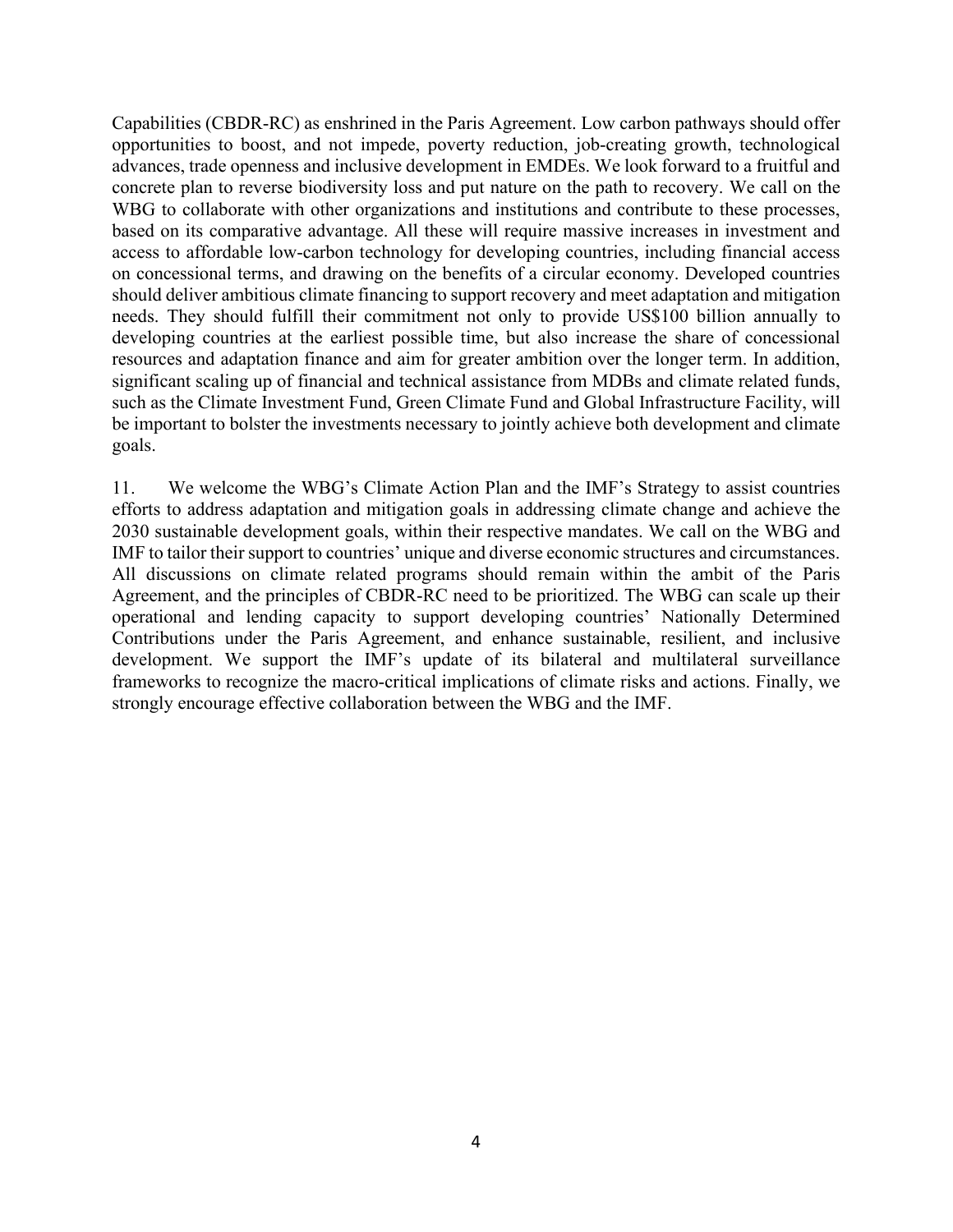Capabilities (CBDR-RC) as enshrined in the Paris Agreement. Low carbon pathways should offer opportunities to boost, and not impede, poverty reduction, job-creating growth, technological advances, trade openness and inclusive development in EMDEs. We look forward to a fruitful and concrete plan to reverse biodiversity loss and put nature on the path to recovery. We call on the WBG to collaborate with other organizations and institutions and contribute to these processes, based on its comparative advantage. All these will require massive increases in investment and access to affordable low-carbon technology for developing countries, including financial access on concessional terms, and drawing on the benefits of a circular economy. Developed countries should deliver ambitious climate financing to support recovery and meet adaptation and mitigation needs. They should fulfill their commitment not only to provide US$100 billion annually to developing countries at the earliest possible time, but also increase the share of concessional resources and adaptation finance and aim for greater ambition over the longer term. In addition, significant scaling up of financial and technical assistance from MDBs and climate related funds, such as the Climate Investment Fund, Green Climate Fund and Global Infrastructure Facility, will be important to bolster the investments necessary to jointly achieve both development and climate goals.

11. We welcome the WBG's Climate Action Plan and the IMF's Strategy to assist countries efforts to address adaptation and mitigation goals in addressing climate change and achieve the 2030 sustainable development goals, within their respective mandates. We call on the WBG and IMF to tailor their support to countries' unique and diverse economic structures and circumstances. All discussions on climate related programs should remain within the ambit of the Paris Agreement, and the principles of CBDR-RC need to be prioritized. The WBG can scale up their operational and lending capacity to support developing countries' Nationally Determined Contributions under the Paris Agreement, and enhance sustainable, resilient, and inclusive development. We support the IMF's update of its bilateral and multilateral surveillance frameworks to recognize the macro-critical implications of climate risks and actions. Finally, we strongly encourage effective collaboration between the WBG and the IMF.